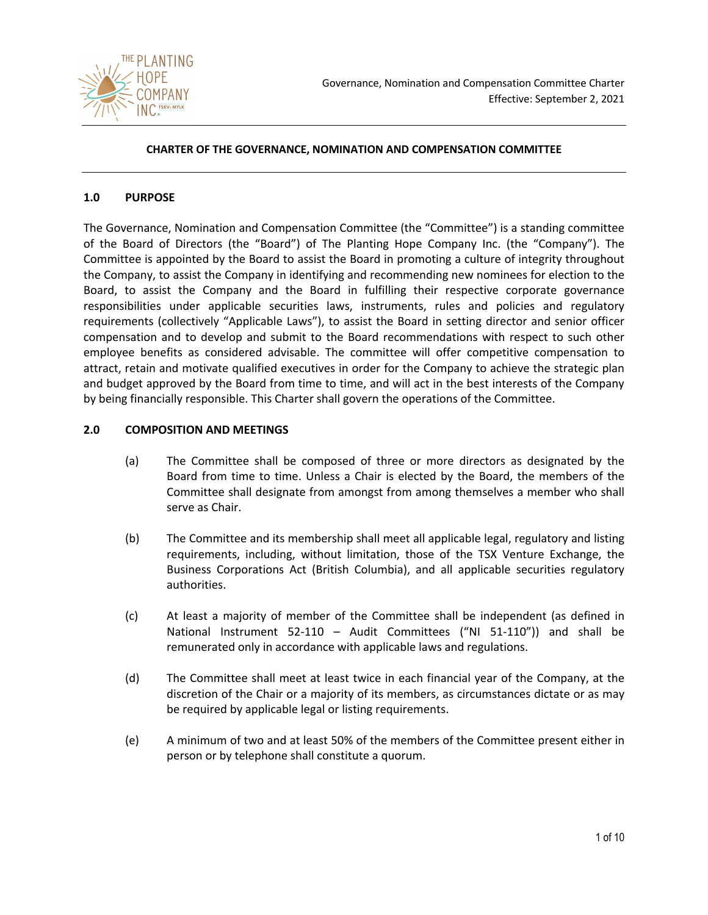Governance, Nomination and Compensation Committee Charter
Effective: September 2, 2021

# CHARTER OF THE GOVERNANCE, NOMINATION AND COMPENSATION COMMITTEE

## 1.0 PURPOSE

The Governance, Nomination and Compensation Committee (the "Committee") is a standing committee of the Board of Directors (the "Board") of The Planting Hope Company Inc. (the "Company"). The Committee is appointed by the Board to assist the Board in promoting a culture of integrity throughout the Company, to assist the Company in identifying and recommending new nominees for election to the Board, to assist the Company and the Board in fulfilling their respective corporate governance responsibilities under applicable securities laws, instruments, rules and policies and regulatory requirements (collectively "Applicable Laws"), to assist the Board in setting director and senior officer compensation and to develop and submit to the Board recommendations with respect to such other employee benefits as considered advisable. The committee will offer competitive compensation to attract, retain and motivate qualified executives in order for the Company to achieve the strategic plan and budget approved by the Board from time to time, and will act in the best interests of the Company by being financially responsible. This Charter shall govern the operations of the Committee.

## 2.0 COMPOSITION AND MEETINGS

(a) The Committee shall be composed of three or more directors as designated by the Board from time to time. Unless a Chair is elected by the Board, the members of the Committee shall designate from amongst from among themselves a member who shall serve as Chair.

(b) The Committee and its membership shall meet all applicable legal, regulatory and listing requirements, including, without limitation, those of the TSX Venture Exchange, the Business Corporations Act (British Columbia), and all applicable securities regulatory authorities.

(c) At least a majority of member of the Committee shall be independent (as defined in National Instrument 52-110 – Audit Committees ("NI 51-110")) and shall be remunerated only in accordance with applicable laws and regulations.

(d) The Committee shall meet at least twice in each financial year of the Company, at the discretion of the Chair or a majority of its members, as circumstances dictate or as may be required by applicable legal or listing requirements.

(e) A minimum of two and at least 50% of the members of the Committee present either in person or by telephone shall constitute a quorum.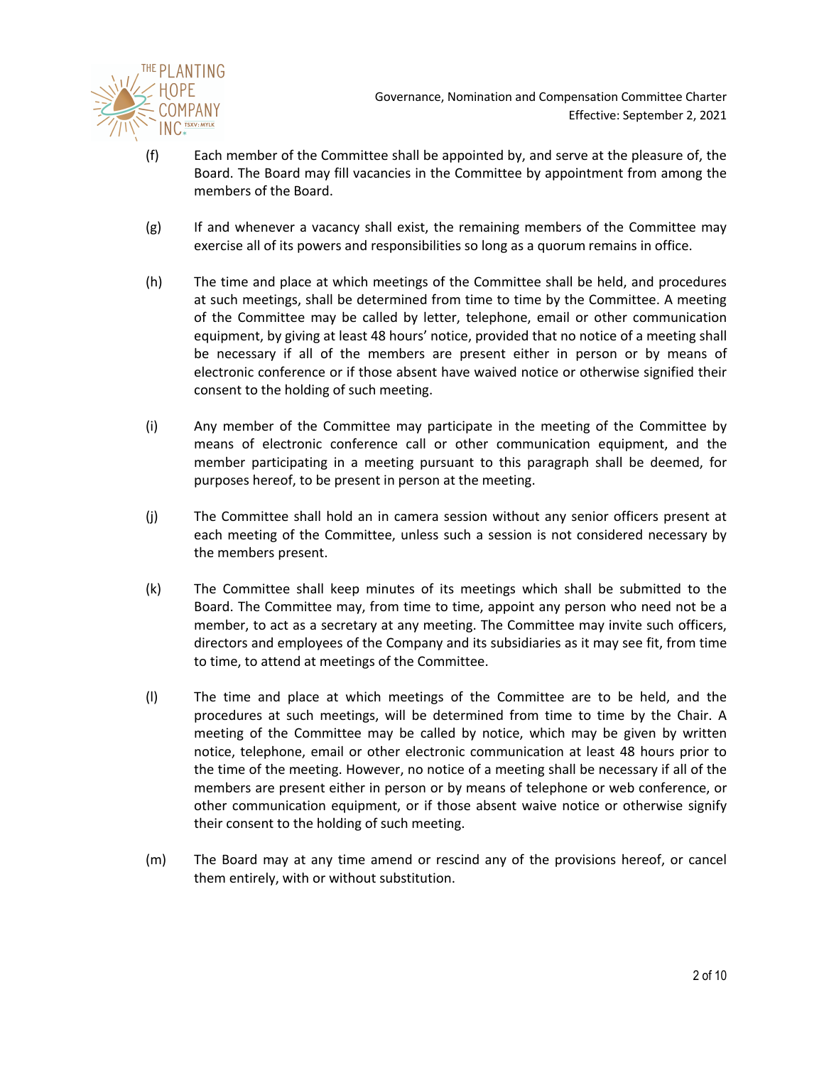(f) Each member of the Committee shall be appointed by, and serve at the pleasure of, the Board. The Board may fill vacancies in the Committee by appointment from among the members of the Board.

(g) If and whenever a vacancy shall exist, the remaining members of the Committee may exercise all of its powers and responsibilities so long as a quorum remains in office.

(h) The time and place at which meetings of the Committee shall be held, and procedures at such meetings, shall be determined from time to time by the Committee. A meeting of the Committee may be called by letter, telephone, email or other communication equipment, by giving at least 48 hours' notice, provided that no notice of a meeting shall be necessary if all of the members are present either in person or by means of electronic conference or if those absent have waived notice or otherwise signified their consent to the holding of such meeting.

(i) Any member of the Committee may participate in the meeting of the Committee by means of electronic conference call or other communication equipment, and the member participating in a meeting pursuant to this paragraph shall be deemed, for purposes hereof, to be present in person at the meeting.

(j) The Committee shall hold an in camera session without any senior officers present at each meeting of the Committee, unless such a session is not considered necessary by the members present.

(k) The Committee shall keep minutes of its meetings which shall be submitted to the Board. The Committee may, from time to time, appoint any person who need not be a member, to act as a secretary at any meeting. The Committee may invite such officers, directors and employees of the Company and its subsidiaries as it may see fit, from time to time, to attend at meetings of the Committee.

(l) The time and place at which meetings of the Committee are to be held, and the procedures at such meetings, will be determined from time to time by the Chair. A meeting of the Committee may be called by notice, which may be given by written notice, telephone, email or other electronic communication at least 48 hours prior to the time of the meeting. However, no notice of a meeting shall be necessary if all of the members are present either in person or by means of telephone or web conference, or other communication equipment, or if those absent waive notice or otherwise signify their consent to the holding of such meeting.

(m) The Board may at any time amend or rescind any of the provisions hereof, or cancel them entirely, with or without substitution.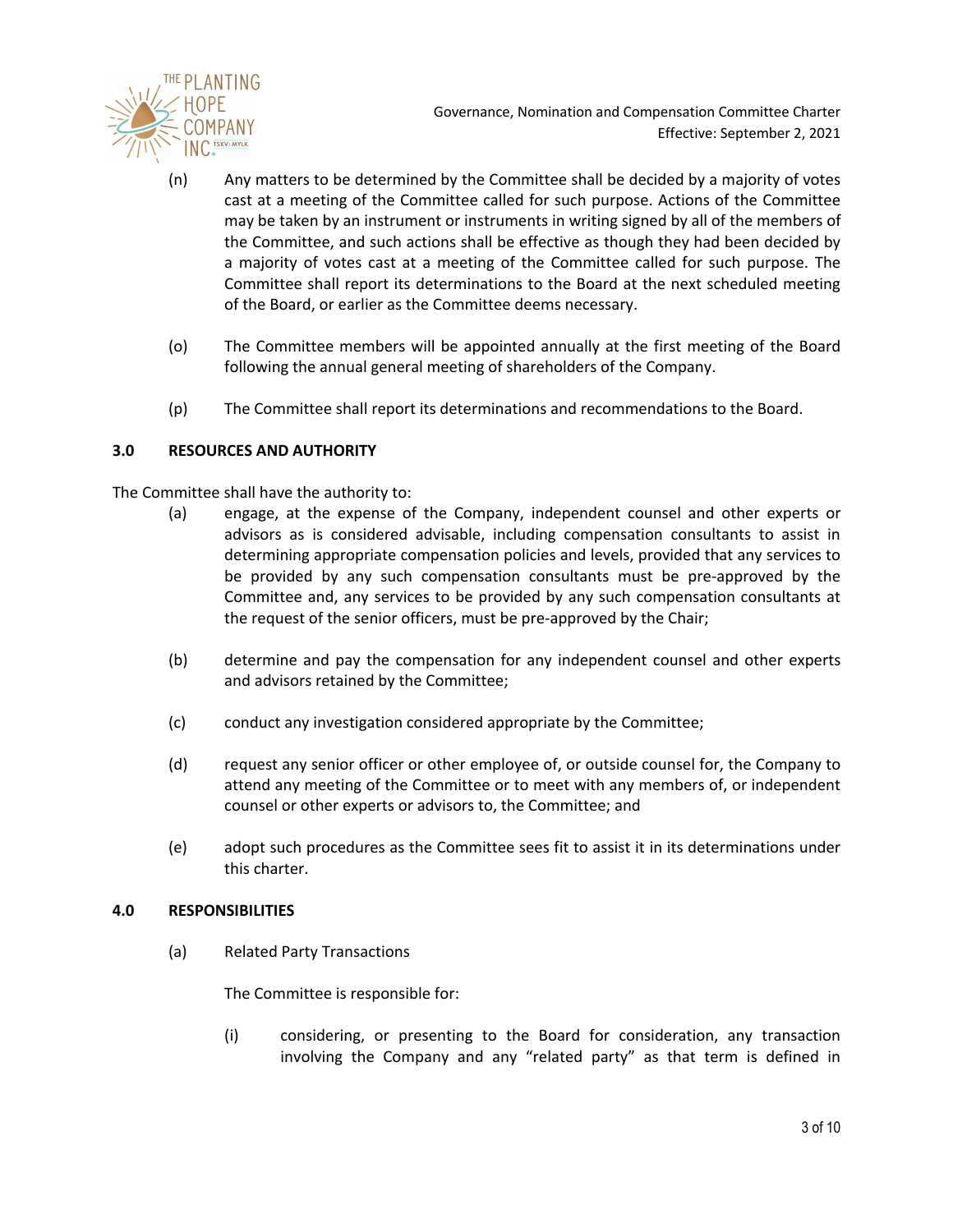(n) Any matters to be determined by the Committee shall be decided by a majority of votes cast at a meeting of the Committee called for such purpose. Actions of the Committee may be taken by an instrument or instruments in writing signed by all of the members of the Committee, and such actions shall be effective as though they had been decided by a majority of votes cast at a meeting of the Committee called for such purpose. The Committee shall report its determinations to the Board at the next scheduled meeting of the Board, or earlier as the Committee deems necessary.

(o) The Committee members will be appointed annually at the first meeting of the Board following the annual general meeting of shareholders of the Company.

(p) The Committee shall report its determinations and recommendations to the Board.

## 3.0 RESOURCES AND AUTHORITY

The Committee shall have the authority to:

(a) engage, at the expense of the Company, independent counsel and other experts or advisors as is considered advisable, including compensation consultants to assist in determining appropriate compensation policies and levels, provided that any services to be provided by any such compensation consultants must be pre-approved by the Committee and, any services to be provided by any such compensation consultants at the request of the senior officers, must be pre-approved by the Chair;

(b) determine and pay the compensation for any independent counsel and other experts and advisors retained by the Committee;

(c) conduct any investigation considered appropriate by the Committee;

(d) request any senior officer or other employee of, or outside counsel for, the Company to attend any meeting of the Committee or to meet with any members of, or independent counsel or other experts or advisors to, the Committee; and

(e) adopt such procedures as the Committee sees fit to assist it in its determinations under this charter.

## 4.0 RESPONSIBILITIES

(a) Related Party Transactions

The Committee is responsible for:

(i) considering, or presenting to the Board for consideration, any transaction involving the Company and any "related party" as that term is defined in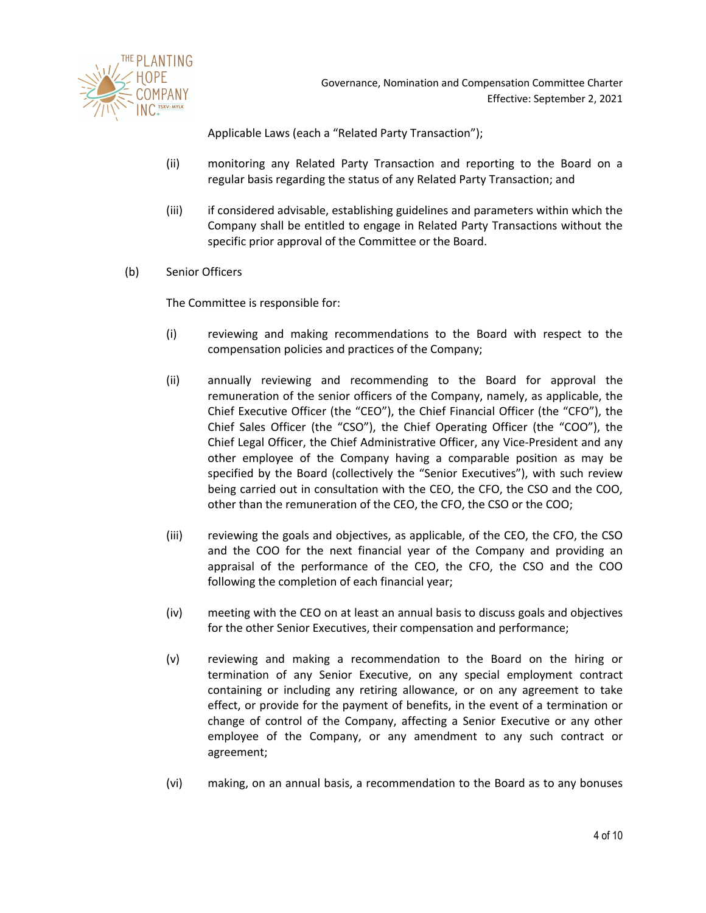Applicable Laws (each a "Related Party Transaction");

(ii) monitoring any Related Party Transaction and reporting to the Board on a regular basis regarding the status of any Related Party Transaction; and

(iii) if considered advisable, establishing guidelines and parameters within which the Company shall be entitled to engage in Related Party Transactions without the specific prior approval of the Committee or the Board.

(b) Senior Officers

The Committee is responsible for:

(i) reviewing and making recommendations to the Board with respect to the compensation policies and practices of the Company;

(ii) annually reviewing and recommending to the Board for approval the remuneration of the senior officers of the Company, namely, as applicable, the Chief Executive Officer (the "CEO"), the Chief Financial Officer (the "CFO"), the Chief Sales Officer (the "CSO"), the Chief Operating Officer (the "COO"), the Chief Legal Officer, the Chief Administrative Officer, any Vice-President and any other employee of the Company having a comparable position as may be specified by the Board (collectively the "Senior Executives"), with such review being carried out in consultation with the CEO, the CFO, the CSO and the COO, other than the remuneration of the CEO, the CFO, the CSO or the COO;

(iii) reviewing the goals and objectives, as applicable, of the CEO, the CFO, the CSO and the COO for the next financial year of the Company and providing an appraisal of the performance of the CEO, the CFO, the CSO and the COO following the completion of each financial year;

(iv) meeting with the CEO on at least an annual basis to discuss goals and objectives for the other Senior Executives, their compensation and performance;

(v) reviewing and making a recommendation to the Board on the hiring or termination of any Senior Executive, on any special employment contract containing or including any retiring allowance, or on any agreement to take effect, or provide for the payment of benefits, in the event of a termination or change of control of the Company, affecting a Senior Executive or any other employee of the Company, or any amendment to any such contract or agreement;

(vi) making, on an annual basis, a recommendation to the Board as to any bonuses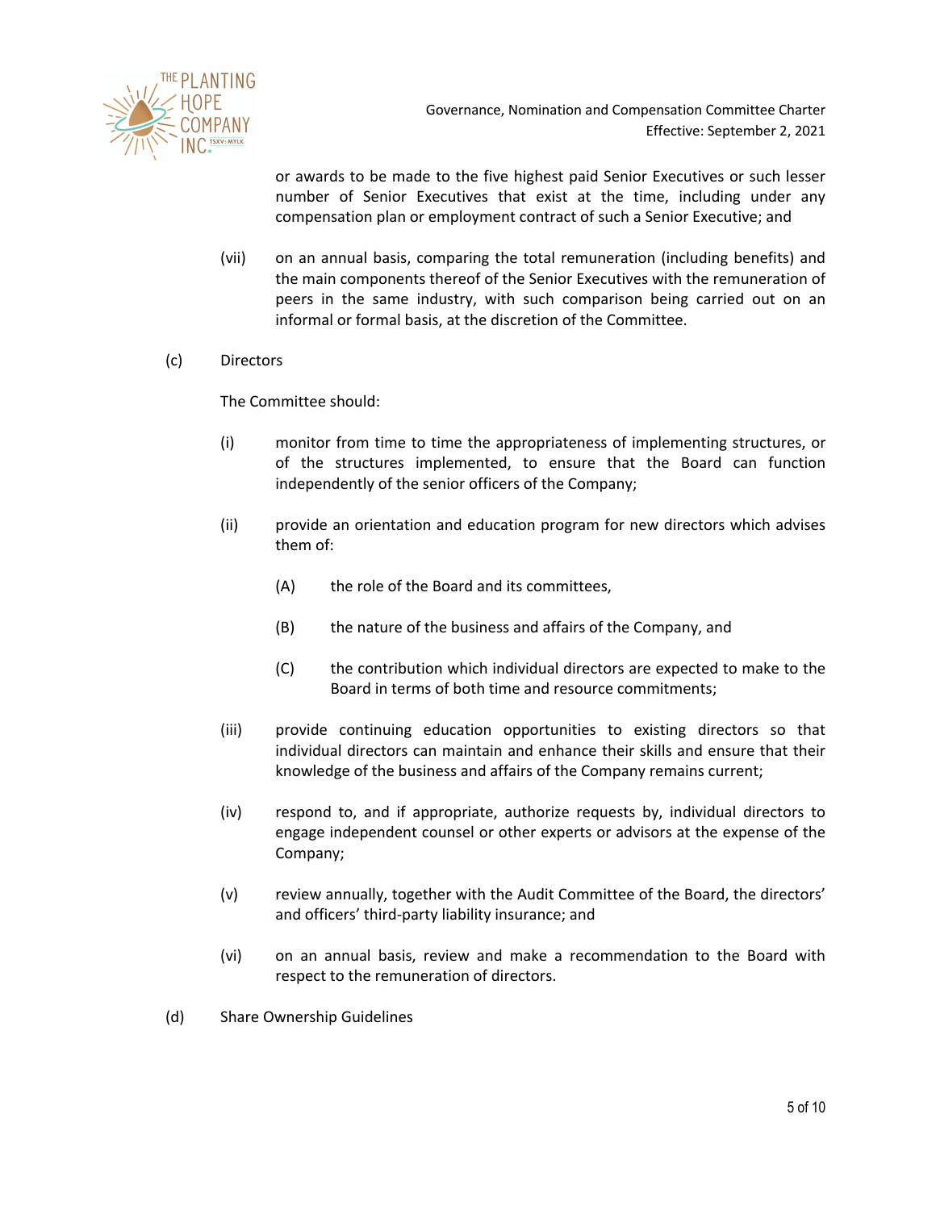or awards to be made to the five highest paid Senior Executives or such lesser number of Senior Executives that exist at the time, including under any compensation plan or employment contract of such a Senior Executive; and

(vii) on an annual basis, comparing the total remuneration (including benefits) and the main components thereof of the Senior Executives with the remuneration of peers in the same industry, with such comparison being carried out on an informal or formal basis, at the discretion of the Committee.

(c) Directors

The Committee should:

(i) monitor from time to time the appropriateness of implementing structures, or of the structures implemented, to ensure that the Board can function independently of the senior officers of the Company;

(ii) provide an orientation and education program for new directors which advises them of:

(A) the role of the Board and its committees,

(B) the nature of the business and affairs of the Company, and

(C) the contribution which individual directors are expected to make to the Board in terms of both time and resource commitments;

(iii) provide continuing education opportunities to existing directors so that individual directors can maintain and enhance their skills and ensure that their knowledge of the business and affairs of the Company remains current;

(iv) respond to, and if appropriate, authorize requests by, individual directors to engage independent counsel or other experts or advisors at the expense of the Company;

(v) review annually, together with the Audit Committee of the Board, the directors' and officers' third-party liability insurance; and

(vi) on an annual basis, review and make a recommendation to the Board with respect to the remuneration of directors.

(d) Share Ownership Guidelines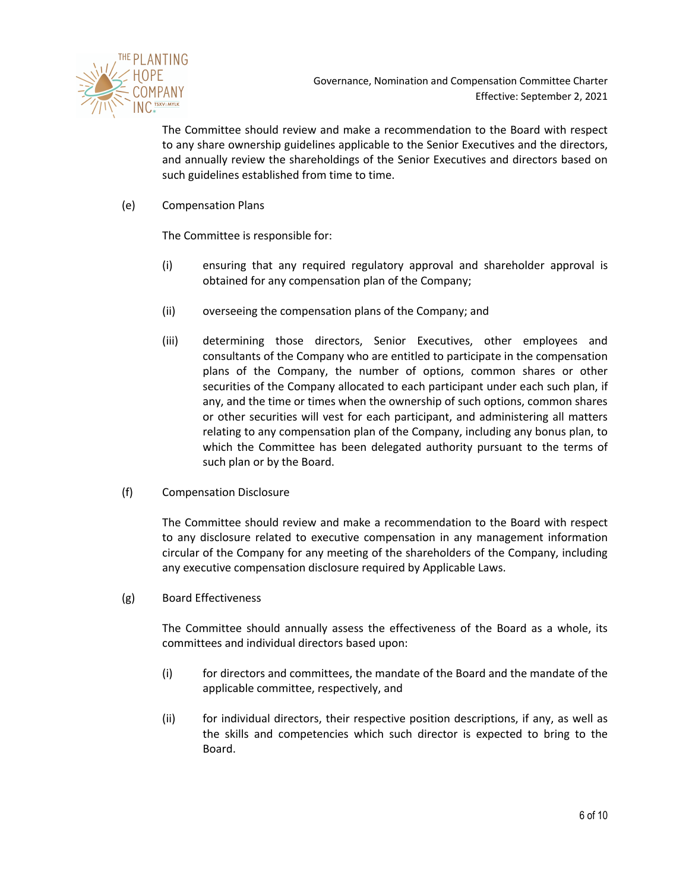The Committee should review and make a recommendation to the Board with respect to any share ownership guidelines applicable to the Senior Executives and the directors, and annually review the shareholdings of the Senior Executives and directors based on such guidelines established from time to time.

(e) Compensation Plans

The Committee is responsible for:

(i) ensuring that any required regulatory approval and shareholder approval is obtained for any compensation plan of the Company;

(ii) overseeing the compensation plans of the Company; and

(iii) determining those directors, Senior Executives, other employees and consultants of the Company who are entitled to participate in the compensation plans of the Company, the number of options, common shares or other securities of the Company allocated to each participant under each such plan, if any, and the time or times when the ownership of such options, common shares or other securities will vest for each participant, and administering all matters relating to any compensation plan of the Company, including any bonus plan, to which the Committee has been delegated authority pursuant to the terms of such plan or by the Board.

(f) Compensation Disclosure

The Committee should review and make a recommendation to the Board with respect to any disclosure related to executive compensation in any management information circular of the Company for any meeting of the shareholders of the Company, including any executive compensation disclosure required by Applicable Laws.

(g) Board Effectiveness

The Committee should annually assess the effectiveness of the Board as a whole, its committees and individual directors based upon:

(i) for directors and committees, the mandate of the Board and the mandate of the applicable committee, respectively, and

(ii) for individual directors, their respective position descriptions, if any, as well as the skills and competencies which such director is expected to bring to the Board.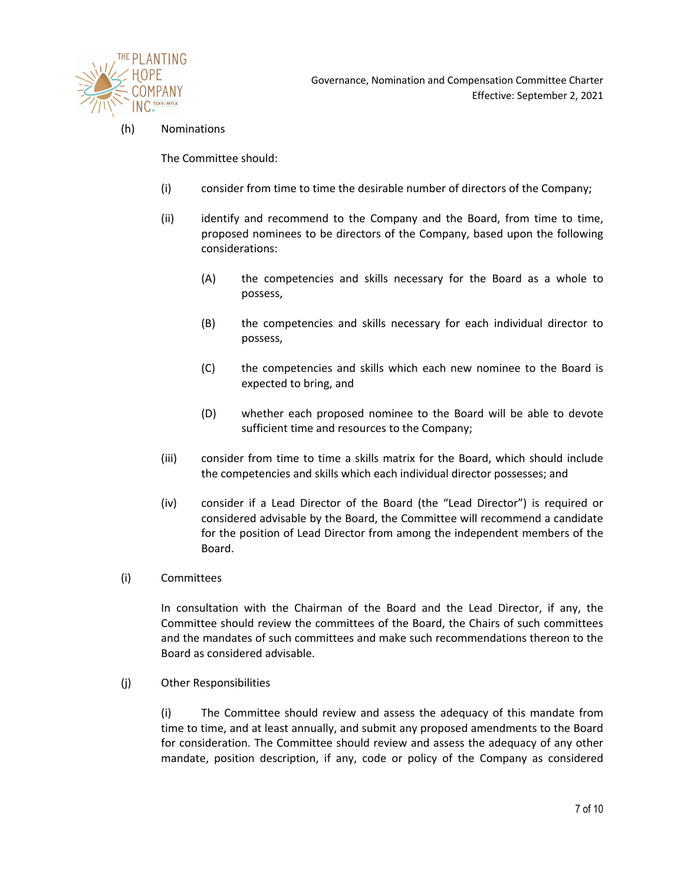(h) Nominations

The Committee should:

(i) consider from time to time the desirable number of directors of the Company;

(ii) identify and recommend to the Company and the Board, from time to time, proposed nominees to be directors of the Company, based upon the following considerations:

(A) the competencies and skills necessary for the Board as a whole to possess,

(B) the competencies and skills necessary for each individual director to possess,

(C) the competencies and skills which each new nominee to the Board is expected to bring, and

(D) whether each proposed nominee to the Board will be able to devote sufficient time and resources to the Company;

(iii) consider from time to time a skills matrix for the Board, which should include the competencies and skills which each individual director possesses; and

(iv) consider if a Lead Director of the Board (the "Lead Director") is required or considered advisable by the Board, the Committee will recommend a candidate for the position of Lead Director from among the independent members of the Board.

(i) Committees

In consultation with the Chairman of the Board and the Lead Director, if any, the Committee should review the committees of the Board, the Chairs of such committees and the mandates of such committees and make such recommendations thereon to the Board as considered advisable.

(j) Other Responsibilities

(i) The Committee should review and assess the adequacy of this mandate from time to time, and at least annually, and submit any proposed amendments to the Board for consideration. The Committee should review and assess the adequacy of any other mandate, position description, if any, code or policy of the Company as considered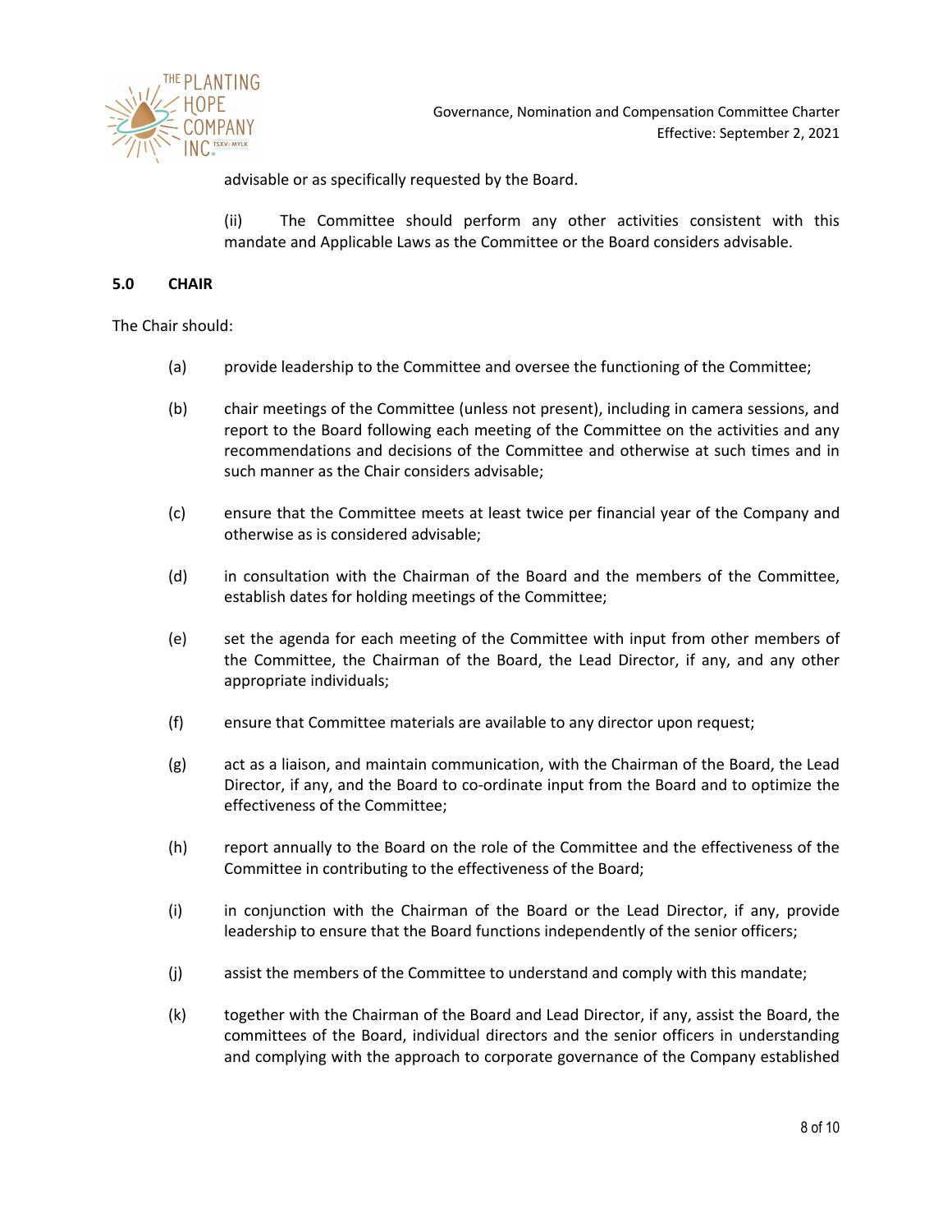advisable or as specifically requested by the Board.

(ii) The Committee should perform any other activities consistent with this mandate and Applicable Laws as the Committee or the Board considers advisable.

## 5.0 CHAIR

The Chair should:

(a) provide leadership to the Committee and oversee the functioning of the Committee;

(b) chair meetings of the Committee (unless not present), including in camera sessions, and report to the Board following each meeting of the Committee on the activities and any recommendations and decisions of the Committee and otherwise at such times and in such manner as the Chair considers advisable;

(c) ensure that the Committee meets at least twice per financial year of the Company and otherwise as is considered advisable;

(d) in consultation with the Chairman of the Board and the members of the Committee, establish dates for holding meetings of the Committee;

(e) set the agenda for each meeting of the Committee with input from other members of the Committee, the Chairman of the Board, the Lead Director, if any, and any other appropriate individuals;

(f) ensure that Committee materials are available to any director upon request;

(g) act as a liaison, and maintain communication, with the Chairman of the Board, the Lead Director, if any, and the Board to co-ordinate input from the Board and to optimize the effectiveness of the Committee;

(h) report annually to the Board on the role of the Committee and the effectiveness of the Committee in contributing to the effectiveness of the Board;

(i) in conjunction with the Chairman of the Board or the Lead Director, if any, provide leadership to ensure that the Board functions independently of the senior officers;

(j) assist the members of the Committee to understand and comply with this mandate;

(k) together with the Chairman of the Board and Lead Director, if any, assist the Board, the committees of the Board, individual directors and the senior officers in understanding and complying with the approach to corporate governance of the Company established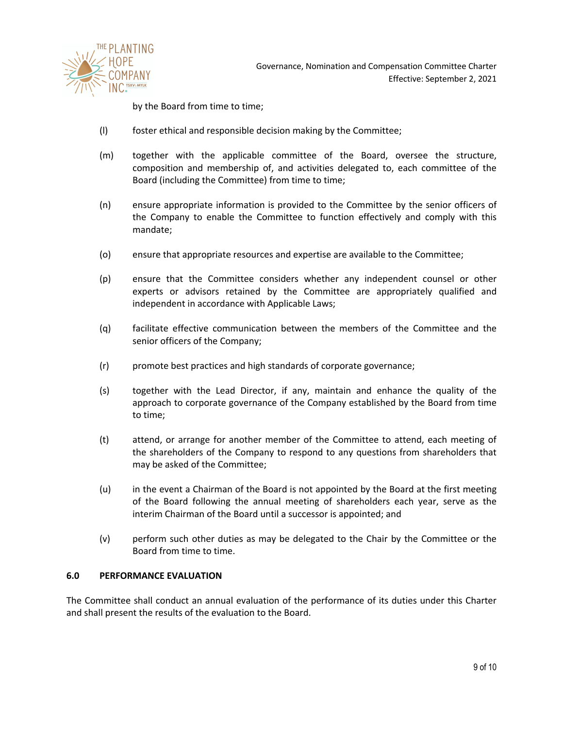by the Board from time to time;

(l) foster ethical and responsible decision making by the Committee;

(m) together with the applicable committee of the Board, oversee the structure, composition and membership of, and activities delegated to, each committee of the Board (including the Committee) from time to time;

(n) ensure appropriate information is provided to the Committee by the senior officers of the Company to enable the Committee to function effectively and comply with this mandate;

(o) ensure that appropriate resources and expertise are available to the Committee;

(p) ensure that the Committee considers whether any independent counsel or other experts or advisors retained by the Committee are appropriately qualified and independent in accordance with Applicable Laws;

(q) facilitate effective communication between the members of the Committee and the senior officers of the Company;

(r) promote best practices and high standards of corporate governance;

(s) together with the Lead Director, if any, maintain and enhance the quality of the approach to corporate governance of the Company established by the Board from time to time;

(t) attend, or arrange for another member of the Committee to attend, each meeting of the shareholders of the Company to respond to any questions from shareholders that may be asked of the Committee;

(u) in the event a Chairman of the Board is not appointed by the Board at the first meeting of the Board following the annual meeting of shareholders each year, serve as the interim Chairman of the Board until a successor is appointed; and

(v) perform such other duties as may be delegated to the Chair by the Committee or the Board from time to time.

## 6.0 PERFORMANCE EVALUATION

The Committee shall conduct an annual evaluation of the performance of its duties under this Charter and shall present the results of the evaluation to the Board.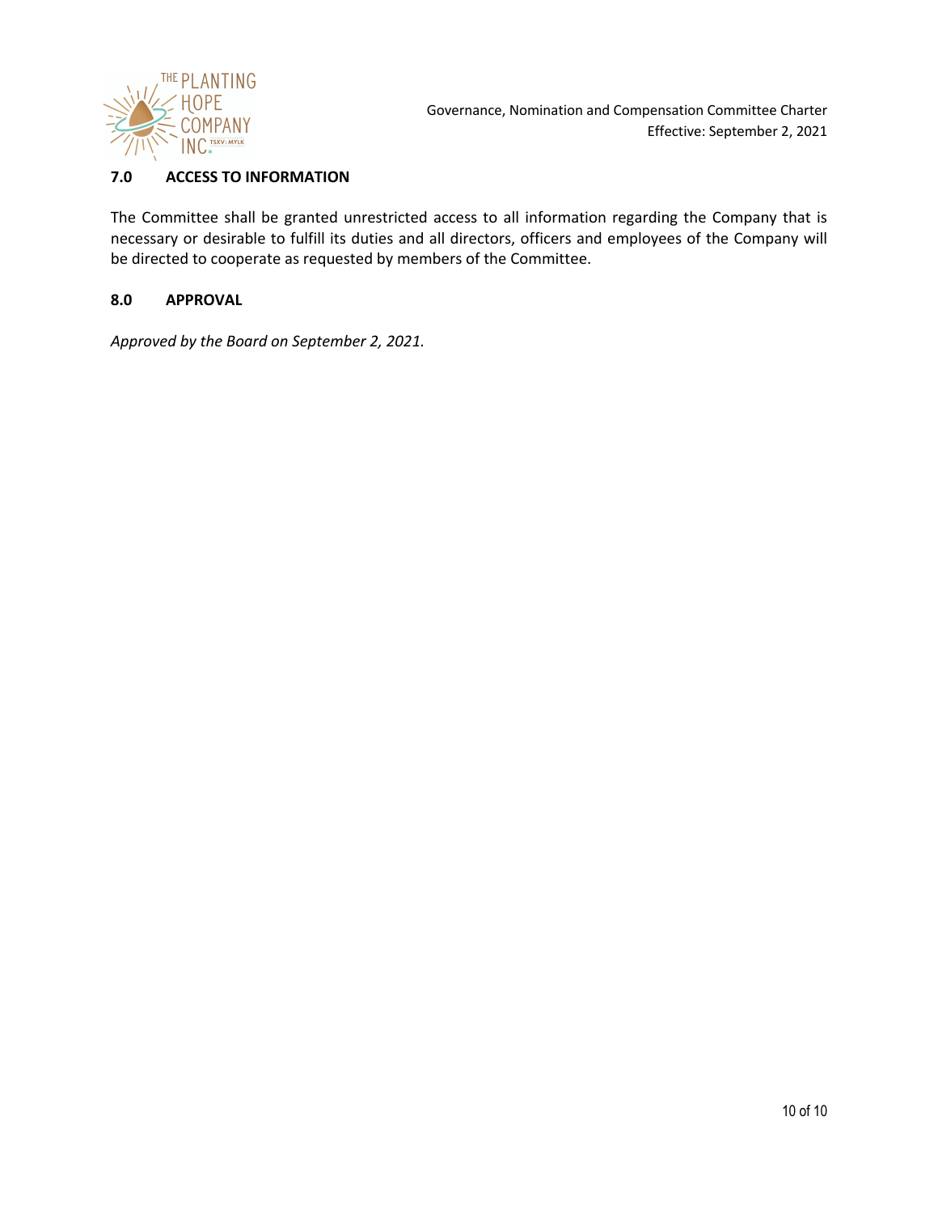## 7.0 ACCESS TO INFORMATION

The Committee shall be granted unrestricted access to all information regarding the Company that is necessary or desirable to fulfill its duties and all directors, officers and employees of the Company will be directed to cooperate as requested by members of the Committee.

## 8.0 APPROVAL

*Approved by the Board on September 2, 2021.*